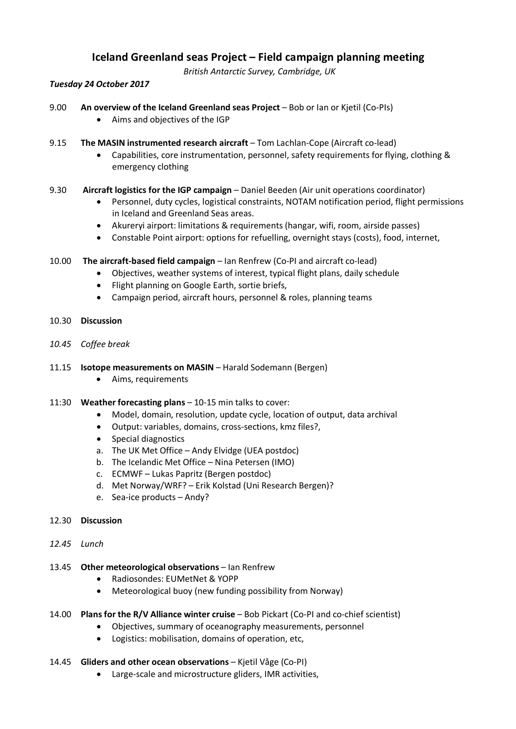# Iceland Greenland seas Project – Field campaign planning meeting

*British Antarctic Survey, Cambridge, UK*

***Tuesday 24 October 2017***

9.00 **An overview of the Iceland Greenland seas Project** – Bob or Ian or Kjetil (Co-PIs)

- Aims and objectives of the IGP

9.15 **The MASIN instrumented research aircraft** – Tom Lachlan-Cope (Aircraft co-lead)

- Capabilities, core instrumentation, personnel, safety requirements for flying, clothing & emergency clothing

9.30 **Aircraft logistics for the IGP campaign** – Daniel Beeden (Air unit operations coordinator)

- Personnel, duty cycles, logistical constraints, NOTAM notification period, flight permissions in Iceland and Greenland Seas areas.
- Akureyi airport: limitations & requirements (hangar, wifi, room, airside passes)
- Constable Point airport: options for refuelling, overnight stays (costs), food, internet,

10.00 **The aircraft-based field campaign** – Ian Renfrew (Co-PI and aircraft co-lead)

- Objectives, weather systems of interest, typical flight plans, daily schedule
- Flight planning on Google Earth, sortie briefs,
- Campaign period, aircraft hours, personnel & roles, planning teams

10.30 **Discussion**

*10.45 Coffee break*

11.15 **Isotope measurements on MASIN** – Harald Sodemann (Bergen)

- Aims, requirements

11:30 **Weather forecasting plans** – 10-15 min talks to cover:

- Model, domain, resolution, update cycle, location of output, data archival
- Output: variables, domains, cross-sections, kmz files?,
- Special diagnostics

a. The UK Met Office – Andy Elvidge (UEA postdoc)
b. The Icelandic Met Office – Nina Petersen (IMO)
c. ECMWF – Lukas Papritz (Bergen postdoc)
d. Met Norway/WRF? – Erik Kolstad (Uni Research Bergen)?
e. Sea-ice products – Andy?

12.30 **Discussion**

*12.45 Lunch*

13.45 **Other meteorological observations** – Ian Renfrew

- Radiosondes: EUMetNet & YOPP
- Meteorological buoy (new funding possibility from Norway)

14.00 **Plans for the R/V Alliance winter cruise** – Bob Pickart (Co-PI and co-chief scientist)

- Objectives, summary of oceanography measurements, personnel
- Logistics: mobilisation, domains of operation, etc,

14.45 **Gliders and other ocean observations** – Kjetil Våge (Co-PI)

- Large-scale and microstructure gliders, IMR activities,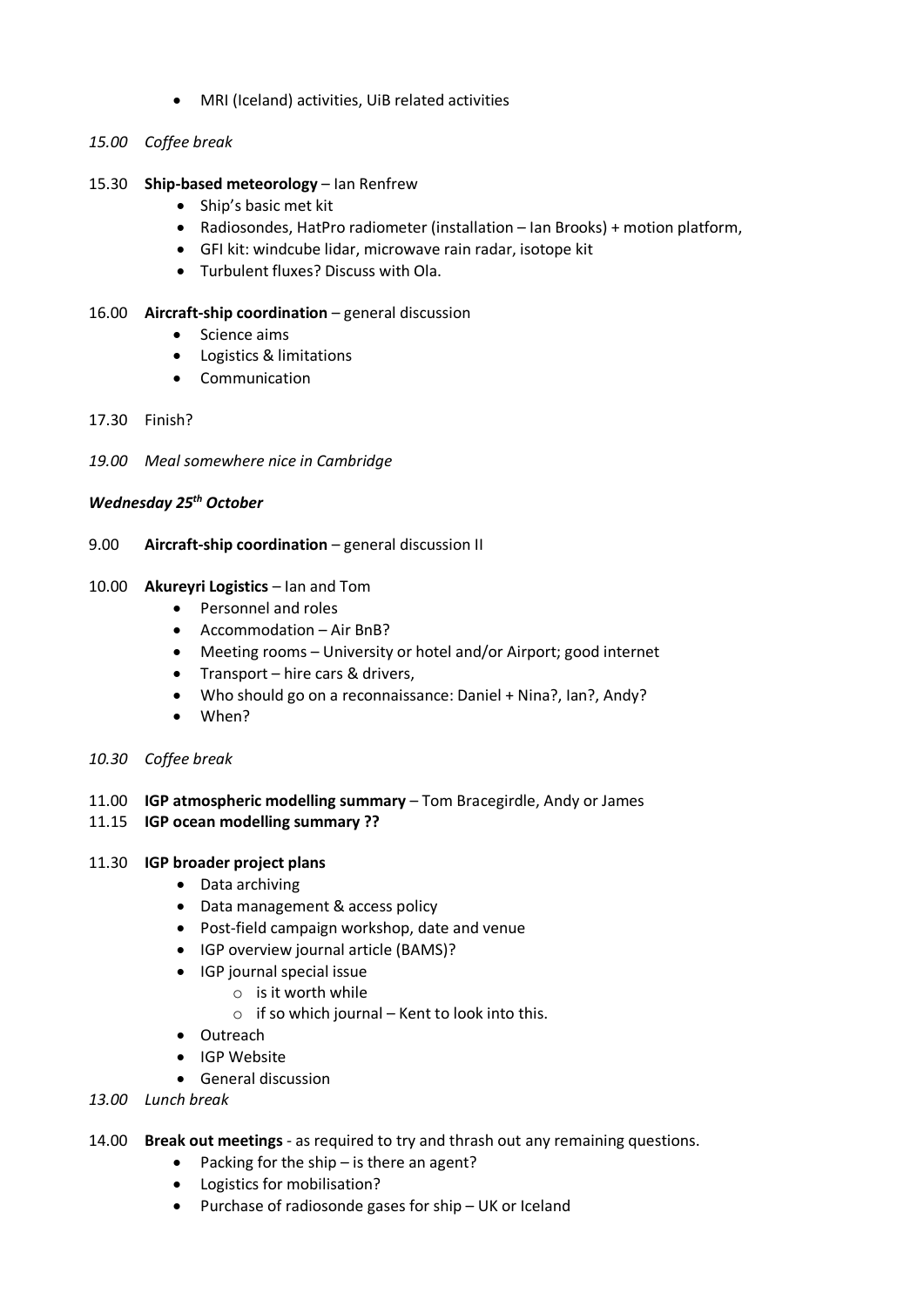- MRI (Iceland) activities, UiB related activities

*15.00 Coffee break*

15.30 **Ship-based meteorology** – Ian Renfrew

- Ship's basic met kit
- Radiosondes, HatPro radiometer (installation – Ian Brooks) + motion platform,
- GFI kit: windcube lidar, microwave rain radar, isotope kit
- Turbulent fluxes? Discuss with Ola.

16.00 **Aircraft-ship coordination** – general discussion

- Science aims
- Logistics & limitations
- Communication

17.30 Finish?

*19.00 Meal somewhere nice in Cambridge*

***Wednesday 25th October***

9.00 **Aircraft-ship coordination** – general discussion II

10.00 **Akureyri Logistics** – Ian and Tom

- Personnel and roles
- Accommodation – Air BnB?
- Meeting rooms – University or hotel and/or Airport; good internet
- Transport – hire cars & drivers,
- Who should go on a reconnaissance: Daniel + Nina?, Ian?, Andy?
- When?

*10.30 Coffee break*

11.00 **IGP atmospheric modelling summary** – Tom Bracegirdle, Andy or James

11.15 **IGP ocean modelling summary ??**

11.30 **IGP broader project plans**

- Data archiving
- Data management & access policy
- Post-field campaign workshop, date and venue
- IGP overview journal article (BAMS)?
- IGP journal special issue
  - is it worth while
  - if so which journal – Kent to look into this.
- Outreach
- IGP Website
- General discussion

*13.00 Lunch break*

14.00 **Break out meetings** - as required to try and thrash out any remaining questions.

- Packing for the ship – is there an agent?
- Logistics for mobilisation?
- Purchase of radiosonde gases for ship – UK or Iceland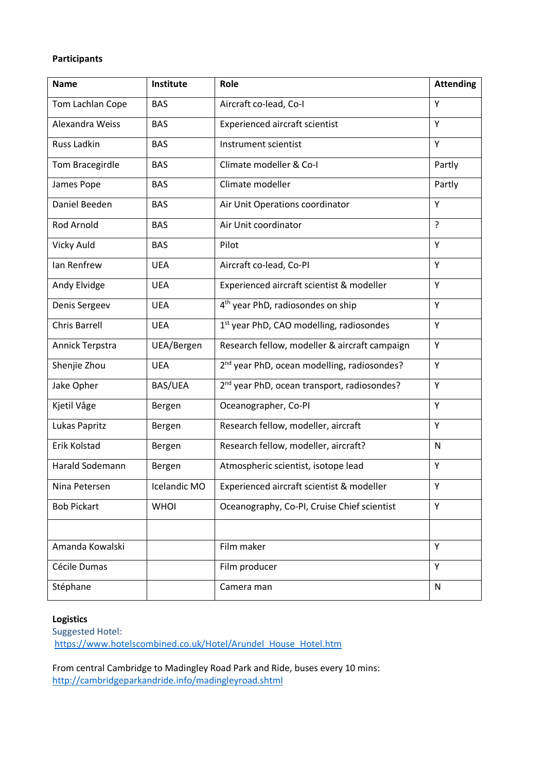**Participants**

| Name | Institute | Role | Attending |
|---|---|---|---|
| Tom Lachlan Cope | BAS | Aircraft co-lead, Co-I | Y |
| Alexandra Weiss | BAS | Experienced aircraft scientist | Y |
| Russ Ladkin | BAS | Instrument scientist | Y |
| Tom Bracegirdle | BAS | Climate modeller & Co-I | Partly |
| James Pope | BAS | Climate modeller | Partly |
| Daniel Beeden | BAS | Air Unit Operations coordinator | Y |
| Rod Arnold | BAS | Air Unit coordinator | ? |
| Vicky Auld | BAS | Pilot | Y |
| Ian Renfrew | UEA | Aircraft co-lead, Co-PI | Y |
| Andy Elvidge | UEA | Experienced aircraft scientist & modeller | Y |
| Denis Sergeev | UEA | 4th year PhD, radiosondes on ship | Y |
| Chris Barrell | UEA | 1st year PhD, CAO modelling, radiosondes | Y |
| Annick Terpstra | UEA/Bergen | Research fellow, modeller & aircraft campaign | Y |
| Shenjie Zhou | UEA | 2nd year PhD, ocean modelling, radiosondes? | Y |
| Jake Opher | BAS/UEA | 2nd year PhD, ocean transport, radiosondes? | Y |
| Kjetil Våge | Bergen | Oceanographer, Co-PI | Y |
| Lukas Papritz | Bergen | Research fellow, modeller, aircraft | Y |
| Erik Kolstad | Bergen | Research fellow, modeller, aircraft? | N |
| Harald Sodemann | Bergen | Atmospheric scientist, isotope lead | Y |
| Nina Petersen | Icelandic MO | Experienced aircraft scientist & modeller | Y |
| Bob Pickart | WHOI | Oceanography, Co-PI, Cruise Chief scientist | Y |
| | | | |
| Amanda Kowalski | | Film maker | Y |
| Cécile Dumas | | Film producer | Y |
| Stéphane | | Camera man | N |

**Logistics**

Suggested Hotel:
https://www.hotelscombined.co.uk/Hotel/Arundel_House_Hotel.htm

From central Cambridge to Madingley Road Park and Ride, buses every 10 mins:
http://cambridgeparkandride.info/madingleyroad.shtml